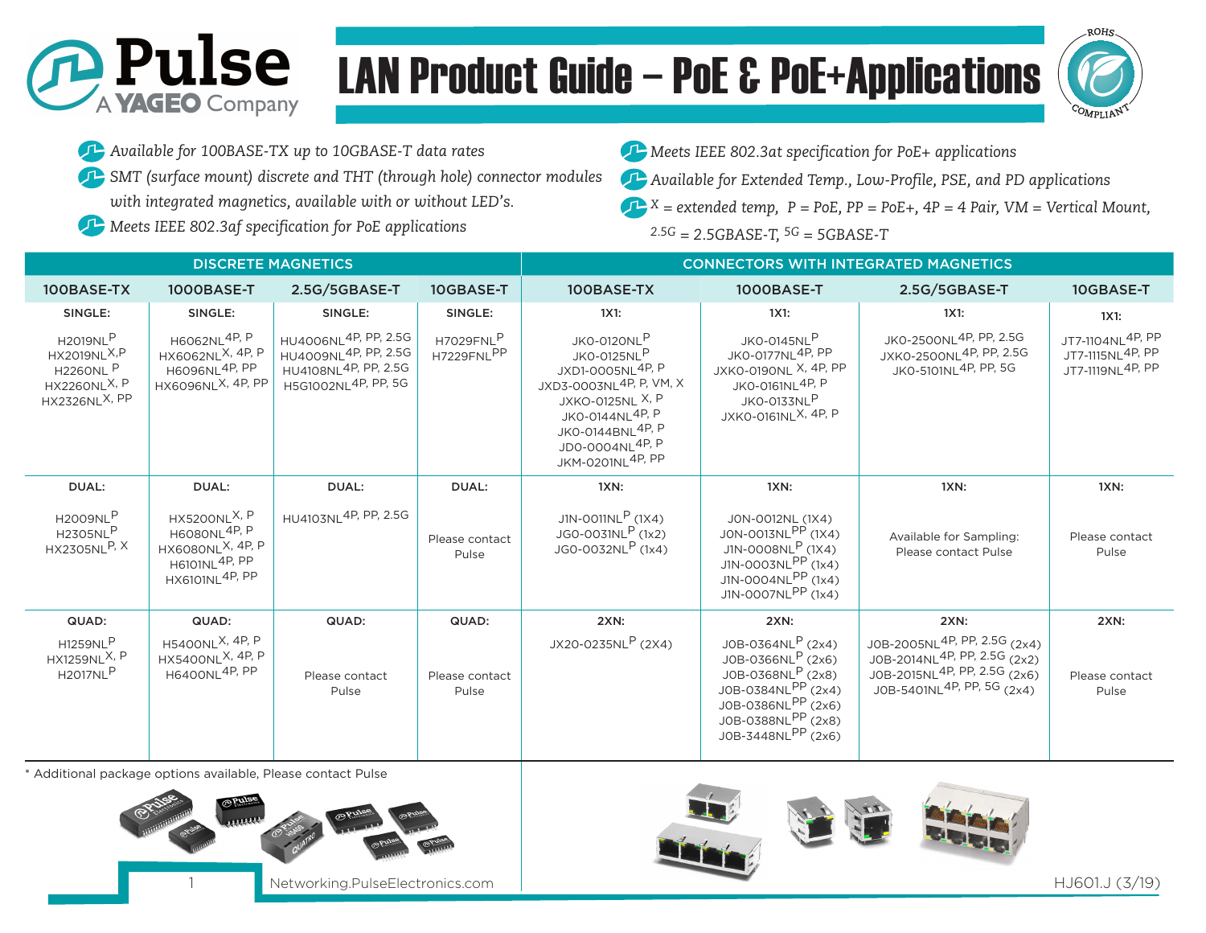# LAN Product Guide – PoE & PoE+Applications

- *Available for 100BASE-TX up to 10GBASE-T data rates*
- *SMT (surface mount) discrete and THT (through hole) connector modules with integrated magnetics, available with or without LED's.*
- *Meets IEEE 802.3af specification for PoE applications*
- *Meets IEEE 802.3at specification for PoE+ applications*
- *Available for Extended Temp., Low-Profile, PSE, and PD applications*
- *X = extended temp, P = PoE, PP = PoE+, 4P = 4 Pair, VM = Vertical Mount, 2.5G = 2.5GBASE-T, 5G = 5GBASE-T*

| DISCRETE MAGNETICS | | | | CONNECTORS WITH INTEGRATED MAGNETICS | | | |
|---|---|---|---|---|---|---|---|
| **100BASE-TX** | **1000BASE-T** | **2.5G/5GBASE-T** | **10GBASE-T** | **100BASE-TX** | **1000BASE-T** | **2.5G/5GBASE-T** | **10GBASE-T** |
| **SINGLE:** H2019NL P<br>HX2019NL X,P<br>H2260NL P<br>HX2260NL X, P<br>HX2326NL X, PP | **SINGLE:** H6062NL 4P, P<br>HX6062NL X, 4P, P<br>H6096NL 4P, PP<br>HX6096NL X, 4P, PP | **SINGLE:** HU4006NL 4P, PP, 2.5G<br>HU4009NL 4P, PP, 2.5G<br>HU4108NL 4P, PP, 2.5G<br>H5G1002NL 4P, PP, 5G | **SINGLE:** H7029FNL P<br>H7229FNL PP | **1X1:** JK0-0120NL P<br>JK0-0125NL P<br>JXD1-0005NL 4P, P<br>JXD3-0003NL 4P, P, VM, X<br>JXK0-0125NL X, P<br>JK0-0144NL 4P, P<br>JK0-0144BNL 4P, P<br>JD0-0004NL 4P, P<br>JKM-0201NL 4P, PP | **1X1:** JK0-0145NL P<br>JK0-0177NL 4P, PP<br>JXK0-0190NL X, 4P, PP<br>JK0-0161NL 4P, P<br>JK0-0133NL P<br>JXK0-0161NL X, 4P, P | **1X1:** JK0-2500NL 4P, PP, 2.5G<br>JXK0-2500NL 4P, PP, 2.5G<br>JK0-5101NL 4P, PP, 5G | **1X1:** JT7-1104NL 4P, PP<br>JT7-1115NL 4P, PP<br>JT7-1119NL 4P, PP |
| **DUAL:** H2009NL P<br>H2305NL P<br>HX2305NL P, X | **DUAL:** HX5200NL X, P<br>H6080NL 4P, P<br>HX6080NL X, 4P, P<br>H6101NL 4P, PP<br>HX6101NL 4P, PP | **DUAL:** HU4103NL 4P, PP, 2.5G | **DUAL:** Please contact Pulse | **1XN:** J1N-0011NL P (1X4)<br>JG0-0031NL P (1x2)<br>JG0-0032NL P (1x4) | **1XN:** J0N-0012NL (1X4)<br>J0N-0013NL PP (1X4)<br>J1N-0008NL P (1X4)<br>J1N-0003NL PP (1x4)<br>J1N-0004NL PP (1x4)<br>J1N-0007NL PP (1x4) | **1XN:** Available for Sampling: Please contact Pulse | **1XN:** Please contact Pulse |
| **QUAD:** H1259NL P<br>HX1259NL X, P<br>H2017NL P | **QUAD:** H5400NL X, 4P, P<br>HX5400NL X, 4P, P<br>H6400NL 4P, PP | **QUAD:** Please contact Pulse | **QUAD:** Please contact Pulse | **2XN:** JX20-0235NL P (2X4) | **2XN:** J0B-0364NL P (2x4)<br>J0B-0366NL P (2x6)<br>J0B-0368NL P (2x8)<br>J0B-0384NL PP (2x4)<br>J0B-0386NL PP (2x6)<br>J0B-0388NL PP (2x8)<br>J0B-3448NL PP (2x6) | **2XN:** J0B-2005NL 4P, PP, 2.5G (2x4)<br>J0B-2014NL 4P, PP, 2.5G (2x2)<br>J0B-2015NL 4P, PP, 2.5G (2x6)<br>J0B-5401NL 4P, PP, 5G (2x4) | **2XN:** Please contact Pulse |

* Additional package options available, Please contact Pulse

Networking.PulseElectronics.com

HJ601.J (3/19)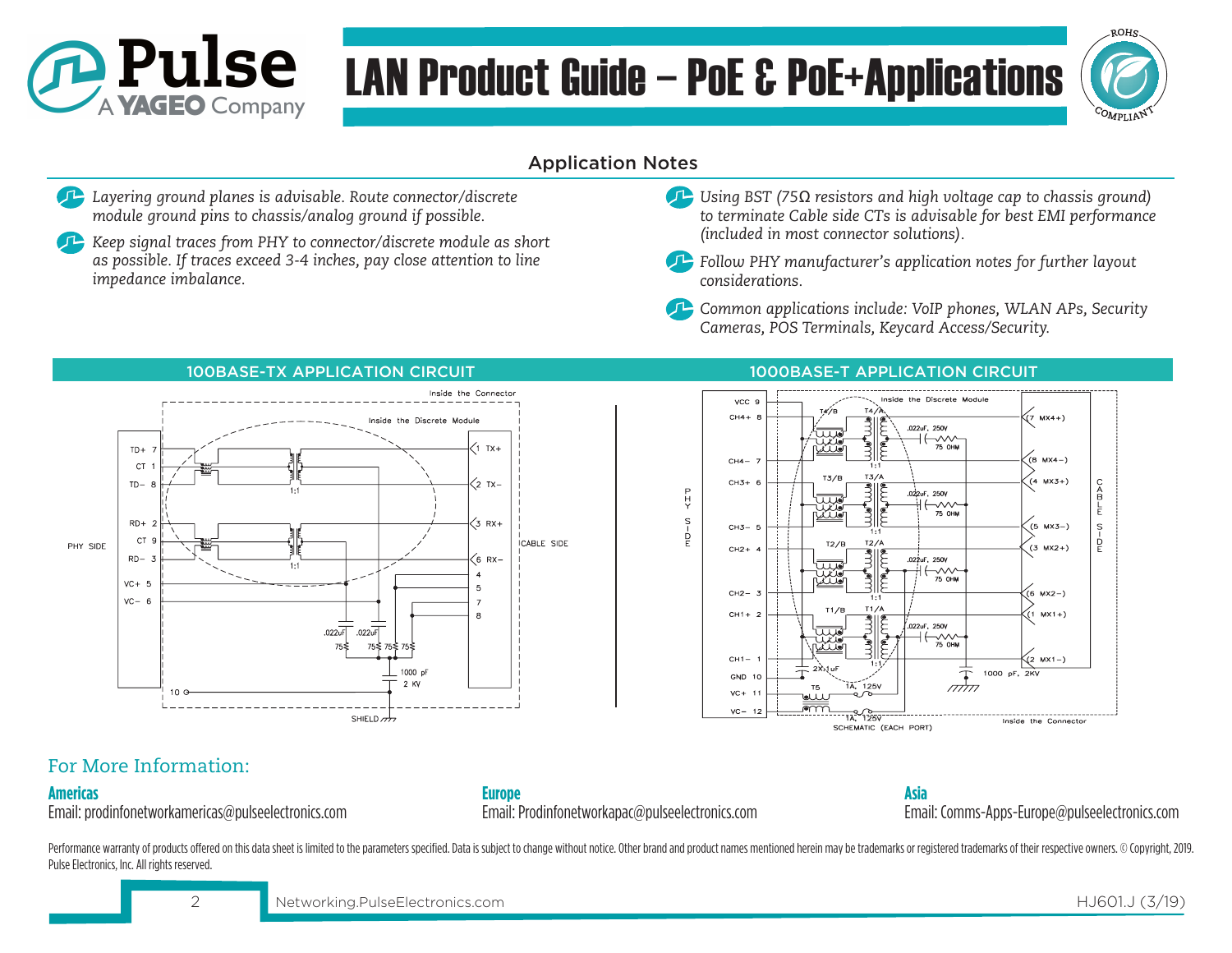# LAN Product Guide – PoE & PoE+Applications

## Application Notes

- *Layering ground planes is advisable. Route connector/discrete module ground pins to chassis/analog ground if possible.*
- *Keep signal traces from PHY to connector/discrete module as short as possible. If traces exceed 3-4 inches, pay close attention to line impedance imbalance.*
- *Using BST (75Ω resistors and high voltage cap to chassis ground) to terminate Cable side CTs is advisable for best EMI performance (included in most connector solutions).*
- *Follow PHY manufacturer's application notes for further layout considerations.*
- *Common applications include: VoIP phones, WLAN APs, Security Cameras, POS Terminals, Keycard Access/Security.*

## 100BASE-TX APPLICATION CIRCUIT

Inside the Connector
Inside the Discrete Module
PHY SIDE
TD+ 7
CT 1
TD– 8
RD+ 2
CT 9
RD– 3
VC+ 5
VC– 6
10
1:1
1:1
1 TX+
2 TX–
3 RX+
6 RX–
4
5
7
8
CABLE SIDE
.022uF .022uF
75 75 75 75
1000 pF
2 KV
SHIELD

## 1000BASE-T APPLICATION CIRCUIT

Inside the Discrete Module
PHY SIDE
VCC 9
CH4+ 8
CH4– 7
CH3+ 6
CH3– 5
CH2+ 4
CH2– 3
CH1+ 2
CH1– 1
GND 10
VC+ 11
VC– 12
T4/B T4/A
T3/B T3/A
T2/B T2/A
T1/B T1/A
T5
1:1
.022uF, 250V
75 OHM
(7 MX4+)
(8 MX4–)
(4 MX3+)
(5 MX3–)
(3 MX2+)
(6 MX2–)
(1 MX1+)
(2 MX1–)
CABLE SIDE
2X.1uF
1A, 125V
1000 pF, 2KV
Inside the Connector
SCHEMATIC (EACH PORT)

## For More Information:

**Americas**
Email: prodinfonetworkamericas@pulseelectronics.com

**Europe**
Email: Prodinfonetworkapac@pulseelectronics.com

**Asia**
Email: Comms-Apps-Europe@pulseelectronics.com

Performance warranty of products offered on this data sheet is limited to the parameters specified. Data is subject to change without notice. Other brand and product names mentioned herein may be trademarks or registered trademarks of their respective owners. © Copyright, 2019. Pulse Electronics, Inc. All rights reserved.

Networking.PulseElectronics.com

HJ601.J (3/19)